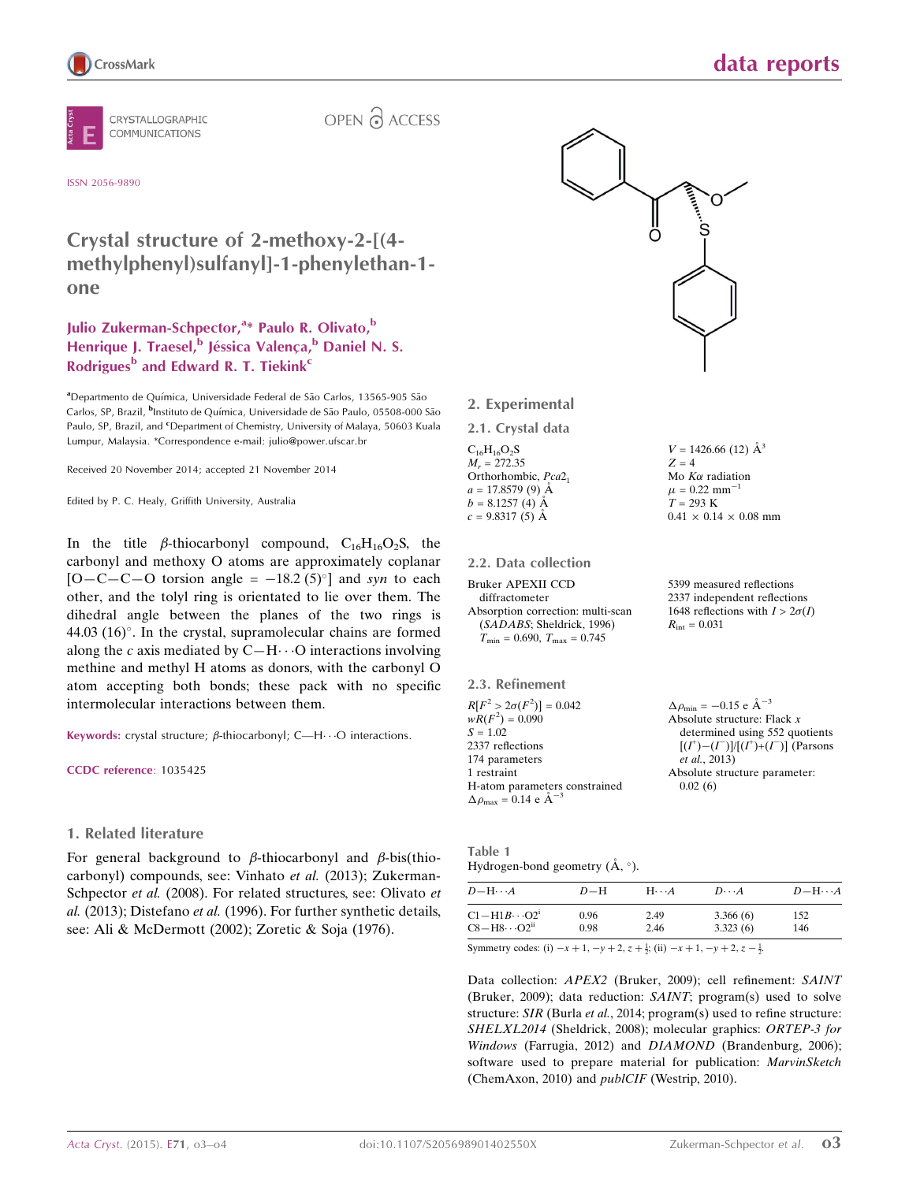# Crystal structure of 2-methoxy-2-[(4-methylphenyl)sulfanyl]-1-phenylethan-1-one

**Julio Zukerman-Schpector,[a]* Paulo R. Olivato,[b] Henrique J. Traesel,[b] Jéssica Valença,[b] Daniel N. S. Rodrigues[b] and Edward R. T. Tiekink[c]**

[a]Departmento de Química, Universidade Federal de São Carlos, 13565-905 São Carlos, SP, Brazil, [b]Instituto de Química, Universidade de São Paulo, 05508-000 São Paulo, SP, Brazil, and [c]Department of Chemistry, University of Malaya, 50603 Kuala Lumpur, Malaysia. *Correspondence e-mail: julio@power.ufscar.br

Received 20 November 2014; accepted 21 November 2014

Edited by P. C. Healy, Griffith University, Australia

In the title β-thiocarbonyl compound, $C_{16}H_{16}O_2S$, the carbonyl and methoxy O atoms are approximately coplanar [O—C—C—O torsion angle = −18.2 (5)°] and *syn* to each other, and the tolyl ring is orientated to lie over them. The dihedral angle between the planes of the two rings is 44.03 (16)°. In the crystal, supramolecular chains are formed along the *c* axis mediated by C—H⋯O interactions involving methine and methyl H atoms as donors, with the carbonyl O atom accepting both bonds; these pack with no specific intermolecular interactions between them.

**Keywords:** crystal structure; β-thiocarbonyl; C—H⋯O interactions.

**CCDC reference**: 1035425

## 1. Related literature

For general background to β-thiocarbonyl and β-bis(thiocarbonyl) compounds, see: Vinhato *et al.* (2013); Zukerman-Schpector *et al.* (2008). For related structures, see: Olivato *et al.* (2013); Distefano *et al.* (1996). For further synthetic details, see: Ali & McDermott (2002); Zoretic & Soja (1976).

## 2. Experimental

### 2.1. Crystal data

$C_{16}H_{16}O_2S$
$M_r$ = 272.35
Orthorhombic, $Pca2_1$
$a$ = 17.8579 (9) Å
$b$ = 8.1257 (4) Å
$c$ = 9.8317 (5) Å
$V$ = 1426.66 (12) Å$^3$
$Z$ = 4
Mo $K\alpha$ radiation
$\mu$ = 0.22 mm$^{-1}$
$T$ = 293 K
0.41 × 0.14 × 0.08 mm

### 2.2. Data collection

Bruker APEXII CCD diffractometer
Absorption correction: multi-scan (*SADABS*; Sheldrick, 1996)
$T_{min}$ = 0.690, $T_{max}$ = 0.745
5399 measured reflections
2337 independent reflections
1648 reflections with $I > 2\sigma(I)$
$R_{int}$ = 0.031

### 2.3. Refinement

$R[F^2 > 2\sigma(F^2)]$ = 0.042
$wR(F^2)$ = 0.090
$S$ = 1.02
2337 reflections
174 parameters
1 restraint
H-atom parameters constrained
$\Delta\rho_{max}$ = 0.14 e Å$^{-3}$
$\Delta\rho_{min}$ = −0.15 e Å$^{-3}$
Absolute structure: Flack *x* determined using 552 quotients $[(I^+)-(I^-)]/[(I^+)+(I^-)]$ (Parsons *et al.*, 2013)
Absolute structure parameter: 0.02 (6)

Table 1
Hydrogen-bond geometry (Å, °).

| $D$—H⋯$A$ | $D$—H | H⋯$A$ | $D$⋯$A$ | $D$—H⋯$A$ |
|---|---|---|---|---|
| C1—H1$B$⋯O2$^{i}$ | 0.96 | 2.49 | 3.366 (6) | 152 |
| C8—H8⋯O2$^{ii}$ | 0.98 | 2.46 | 3.323 (6) | 146 |

Symmetry codes: (i) $-x+1, -y+2, z+\frac{1}{2}$; (ii) $-x+1, -y+2, z-\frac{1}{2}$.

Data collection: *APEX2* (Bruker, 2009); cell refinement: *SAINT* (Bruker, 2009); data reduction: *SAINT*; program(s) used to solve structure: *SIR* (Burla *et al.*, 2014; program(s) used to refine structure: *SHELXL2014* (Sheldrick, 2008); molecular graphics: *ORTEP-3 for Windows* (Farrugia, 2012) and *DIAMOND* (Brandenburg, 2006); software used to prepare material for publication: *MarvinSketch* (ChemAxon, 2010) and *publCIF* (Westrip, 2010).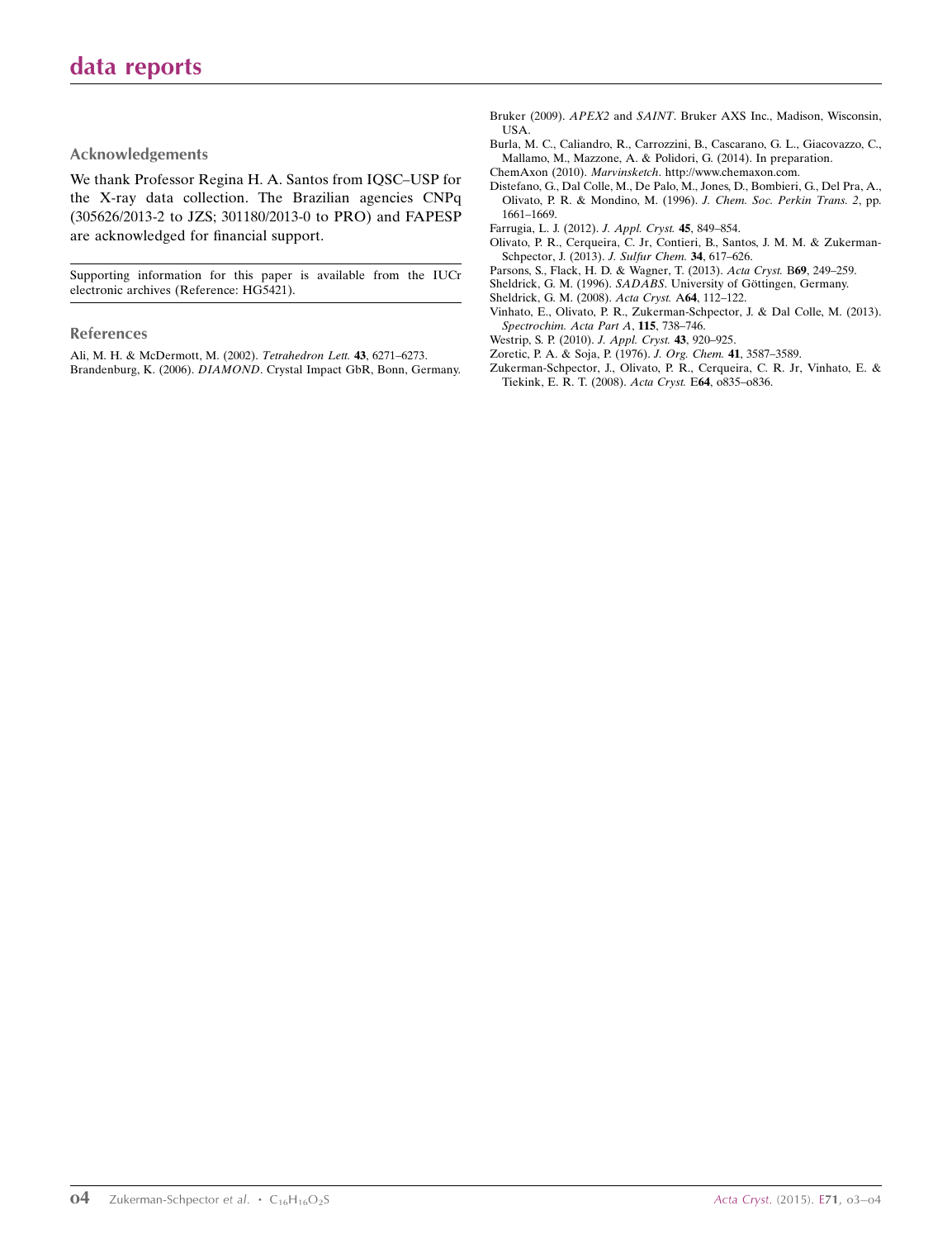## Acknowledgements

We thank Professor Regina H. A. Santos from IQSC–USP for the X-ray data collection. The Brazilian agencies CNPq (305626/2013-2 to JZS; 301180/2013-0 to PRO) and FAPESP are acknowledged for financial support.

Supporting information for this paper is available from the IUCr electronic archives (Reference: HG5421).

## References

Ali, M. H. & McDermott, M. (2002). *Tetrahedron Lett.* **43**, 6271–6273.

Brandenburg, K. (2006). *DIAMOND*. Crystal Impact GbR, Bonn, Germany.

Bruker (2009). *APEX2* and *SAINT*. Bruker AXS Inc., Madison, Wisconsin, USA.

Burla, M. C., Caliandro, R., Carrozzini, B., Cascarano, G. L., Giacovazzo, C., Mallamo, M., Mazzone, A. & Polidori, G. (2014). In preparation.

ChemAxon (2010). *Marvinsketch*. http://www.chemaxon.com.

Distefano, G., Dal Colle, M., De Palo, M., Jones, D., Bombieri, G., Del Pra, A., Olivato, P. R. & Mondino, M. (1996). *J. Chem. Soc. Perkin Trans. 2*, pp. 1661–1669.

Farrugia, L. J. (2012). *J. Appl. Cryst.* **45**, 849–854.

Olivato, P. R., Cerqueira, C. Jr, Contieri, B., Santos, J. M. M. & Zukerman-Schpector, J. (2013). *J. Sulfur Chem.* **34**, 617–626.

Parsons, S., Flack, H. D. & Wagner, T. (2013). *Acta Cryst.* B**69**, 249–259.

Sheldrick, G. M. (1996). *SADABS*. University of Göttingen, Germany.

Sheldrick, G. M. (2008). *Acta Cryst.* A**64**, 112–122.

Vinhato, E., Olivato, P. R., Zukerman-Schpector, J. & Dal Colle, M. (2013). *Spectrochim. Acta Part A*, **115**, 738–746.

Westrip, S. P. (2010). *J. Appl. Cryst.* **43**, 920–925.

Zoretic, P. A. & Soja, P. (1976). *J. Org. Chem.* **41**, 3587–3589.

Zukerman-Schpector, J., Olivato, P. R., Cerqueira, C. R. Jr, Vinhato, E. & Tiekink, E. R. T. (2008). *Acta Cryst.* E**64**, o835–o836.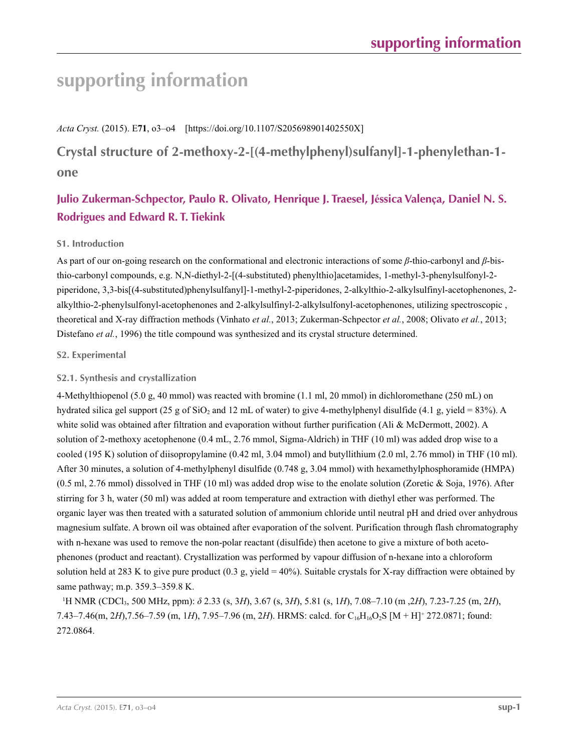# supporting information

*Acta Cryst.* (2015). E**71**, o3–o4 [https://doi.org/10.1107/S205698901402550X]

## Crystal structure of 2-methoxy-2-[(4-methylphenyl)sulfanyl]-1-phenylethan-1-one

**Julio Zukerman-Schpector, Paulo R. Olivato, Henrique J. Traesel, Jéssica Valença, Daniel N. S. Rodrigues and Edward R. T. Tiekink**

### S1. Introduction

As part of our on-going research on the conformational and electronic interactions of some *β*-thio-carbonyl and *β*-bis-thio-carbonyl compounds, e.g. N,N-diethyl-2-[(4-substituted) phenylthio]acetamides, 1-methyl-3-phenylsulfonyl-2-piperidone, 3,3-bis[(4-substituted)phenylsulfanyl]-1-methyl-2-piperidones, 2-alkylthio-2-alkylsulfinyl-acetophenones, 2-alkylthio-2-phenylsulfonyl-acetophenones and 2-alkylsulfinyl-2-alkylsulfonyl-acetophenones, utilizing spectroscopic , theoretical and X-ray diffraction methods (Vinhato *et al.*, 2013; Zukerman-Schpector *et al.*, 2008; Olivato *et al.*, 2013; Distefano *et al.*, 1996) the title compound was synthesized and its crystal structure determined.

### S2. Experimental

#### S2.1. Synthesis and crystallization

4-Methylthiopenol (5.0 g, 40 mmol) was reacted with bromine (1.1 ml, 20 mmol) in dichloromethane (250 mL) on hydrated silica gel support (25 g of $SiO_2$ and 12 mL of water) to give 4-methylphenyl disulfide (4.1 g, yield = 83%). A white solid was obtained after filtration and evaporation without further purification (Ali & McDermott, 2002). A solution of 2-methoxy acetophenone (0.4 mL, 2.76 mmol, Sigma-Aldrich) in THF (10 ml) was added drop wise to a cooled (195 K) solution of diisopropylamine (0.42 ml, 3.04 mmol) and butyllithium (2.0 ml, 2.76 mmol) in THF (10 ml). After 30 minutes, a solution of 4-methylphenyl disulfide (0.748 g, 3.04 mmol) with hexamethylphosphoramide (HMPA) (0.5 ml, 2.76 mmol) dissolved in THF (10 ml) was added drop wise to the enolate solution (Zoretic & Soja, 1976). After stirring for 3 h, water (50 ml) was added at room temperature and extraction with diethyl ether was performed. The organic layer was then treated with a saturated solution of ammonium chloride until neutral pH and dried over anhydrous magnesium sulfate. A brown oil was obtained after evaporation of the solvent. Purification through flash chromatography with n-hexane was used to remove the non-polar reactant (disulfide) then acetone to give a mixture of both aceto-phenones (product and reactant). Crystallization was performed by vapour diffusion of n-hexane into a chloroform solution held at 283 K to give pure product (0.3 g, yield = 40%). Suitable crystals for X-ray diffraction were obtained by same pathway; m.p. 359.3–359.8 K.

$^1$H NMR ($CDCl_3$, 500 MHz, ppm): $\delta$ 2.33 (s, 3*H*), 3.67 (s, 3*H*), 5.81 (s, 1*H*), 7.08–7.10 (m ,2*H*), 7.23-7.25 (m, 2*H*), 7.43–7.46(m, 2*H*),7.56–7.59 (m, 1*H*), 7.95–7.96 (m, 2*H*). HRMS: calcd. for $C_{16}H_{16}O_2S$ $[M + H]^+$ 272.0871; found: 272.0864.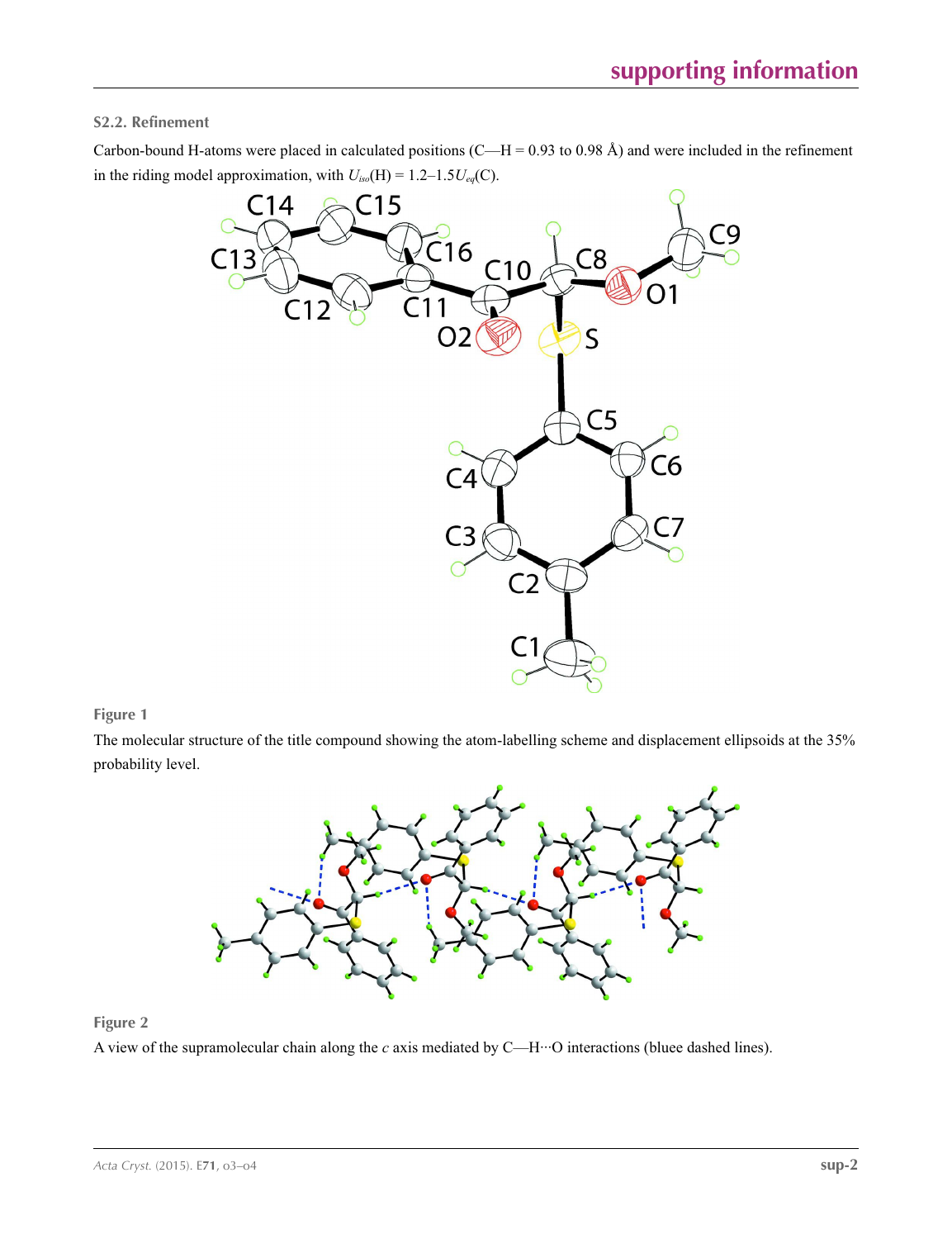### S2.2. Refinement

Carbon-bound H-atoms were placed in calculated positions (C—H = 0.93 to 0.98 Å) and were included in the refinement in the riding model approximation, with $U_{iso}$(H) = 1.2–1.5$U_{eq}$(C).

**Figure 1**

The molecular structure of the title compound showing the atom-labelling scheme and displacement ellipsoids at the 35% probability level.

**Figure 2**

A view of the supramolecular chain along the *c* axis mediated by C—H···O interactions (bluee dashed lines).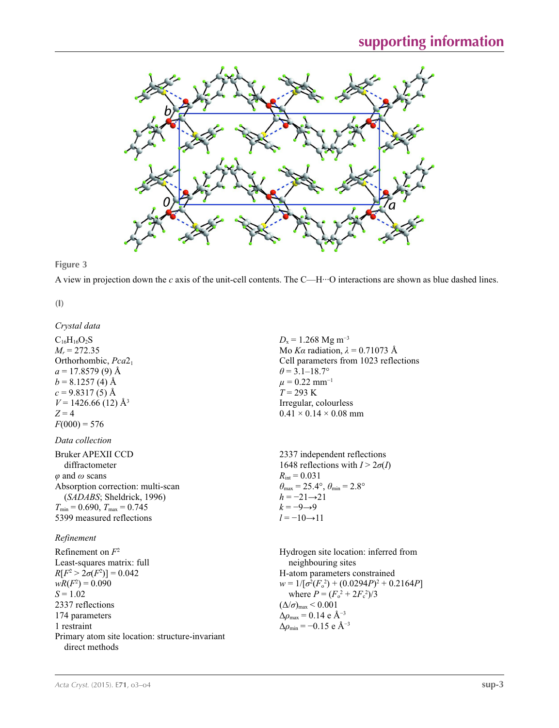**Figure 3**

A view in projection down the $c$ axis of the unit-cell contents. The C—H···O interactions are shown as blue dashed lines.

**(I)**

*Crystal data*

$C_{16}H_{16}O_2S$
$M_r = 272.35$
Orthorhombic, $Pca2_1$
$a = 17.8579$ (9) Å
$b = 8.1257$ (4) Å
$c = 9.8317$ (5) Å
$V = 1426.66$ (12) Å$^3$
$Z = 4$
$F(000) = 576$
$D_x = 1.268$ Mg m$^{-3}$
Mo $K\alpha$ radiation, $\lambda = 0.71073$ Å
Cell parameters from 1023 reflections
$\theta = 3.1$–$18.7°$
$\mu = 0.22$ mm$^{-1}$
$T = 293$ K
Irregular, colourless
$0.41 \times 0.14 \times 0.08$ mm

*Data collection*

Bruker APEXII CCD diffractometer
$\varphi$ and $\omega$ scans
Absorption correction: multi-scan (*SADABS*; Sheldrick, 1996)
$T_{min} = 0.690$, $T_{max} = 0.745$
5399 measured reflections
2337 independent reflections
1648 reflections with $I > 2\sigma(I)$
$R_{int} = 0.031$
$\theta_{max} = 25.4°$, $\theta_{min} = 2.8°$
$h = -21 \rightarrow 21$
$k = -9 \rightarrow 9$
$l = -10 \rightarrow 11$

*Refinement*

Refinement on $F^2$
Least-squares matrix: full
$R[F^2 > 2\sigma(F^2)] = 0.042$
$wR(F^2) = 0.090$
$S = 1.02$
2337 reflections
174 parameters
1 restraint
Primary atom site location: structure-invariant direct methods
Hydrogen site location: inferred from neighbouring sites
H-atom parameters constrained
$w = 1/[\sigma^2(F_o^2) + (0.0294P)^2 + 0.2164P]$ where $P = (F_o^2 + 2F_c^2)/3$
$(\Delta/\sigma)_{max} < 0.001$
$\Delta\rho_{max} = 0.14$ e Å$^{-3}$
$\Delta\rho_{min} = -0.15$ e Å$^{-3}$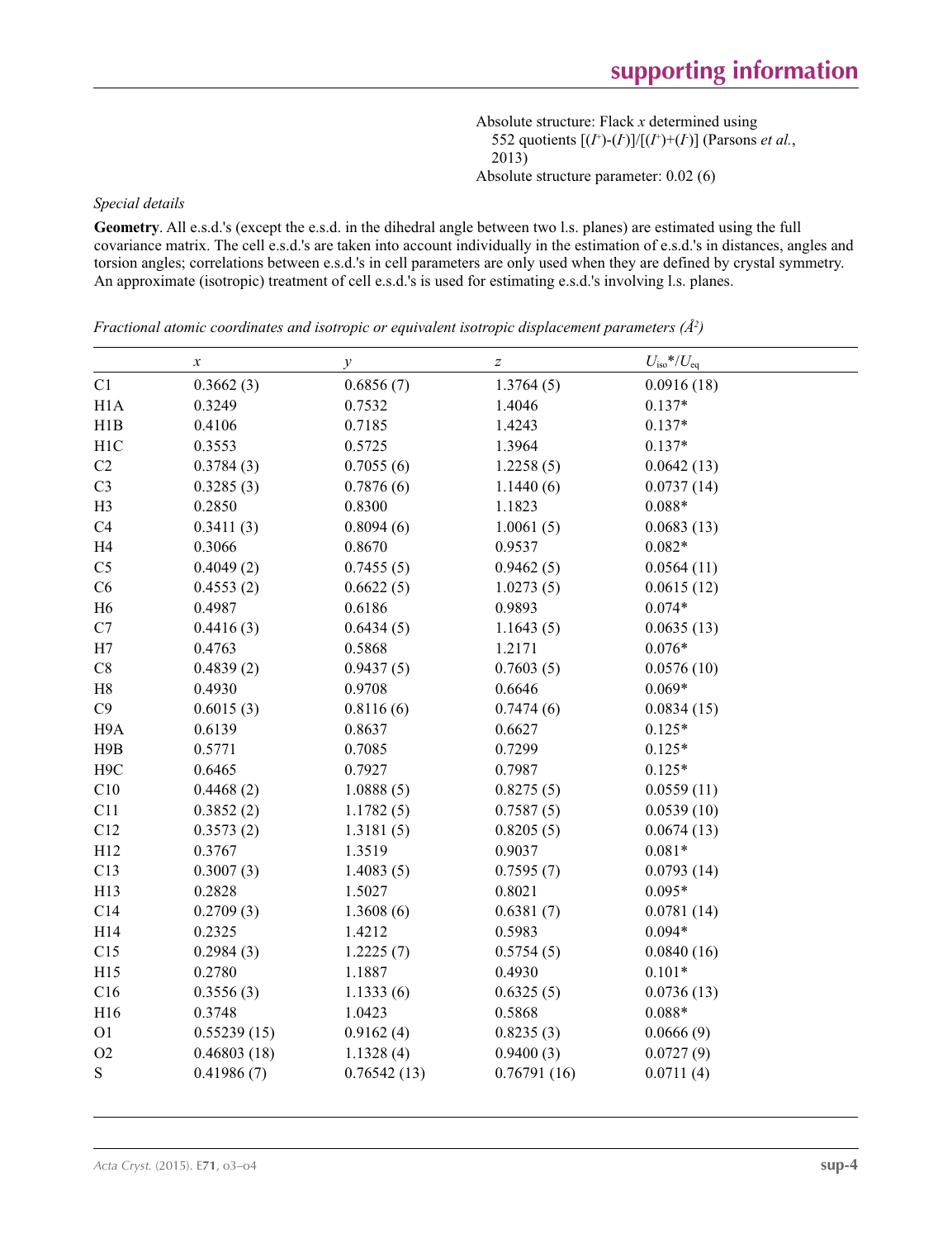Absolute structure: Flack *x* determined using 552 quotients $[(I^+)-(I^-)]/[(I^+)+(I^-)]$ (Parsons *et al.*, 2013)

Absolute structure parameter: 0.02 (6)

*Special details*

**Geometry**. All e.s.d.'s (except the e.s.d. in the dihedral angle between two l.s. planes) are estimated using the full covariance matrix. The cell e.s.d.'s are taken into account individually in the estimation of e.s.d.'s in distances, angles and torsion angles; correlations between e.s.d.'s in cell parameters are only used when they are defined by crystal symmetry. An approximate (isotropic) treatment of cell e.s.d.'s is used for estimating e.s.d.'s involving l.s. planes.

*Fractional atomic coordinates and isotropic or equivalent isotropic displacement parameters (Å²)*

| | *x* | *y* | *z* | $U_{iso}$*/$U_{eq}$ |
|---|---|---|---|---|
| C1 | 0.3662 (3) | 0.6856 (7) | 1.3764 (5) | 0.0916 (18) |
| H1A | 0.3249 | 0.7532 | 1.4046 | 0.137* |
| H1B | 0.4106 | 0.7185 | 1.4243 | 0.137* |
| H1C | 0.3553 | 0.5725 | 1.3964 | 0.137* |
| C2 | 0.3784 (3) | 0.7055 (6) | 1.2258 (5) | 0.0642 (13) |
| C3 | 0.3285 (3) | 0.7876 (6) | 1.1440 (6) | 0.0737 (14) |
| H3 | 0.2850 | 0.8300 | 1.1823 | 0.088* |
| C4 | 0.3411 (3) | 0.8094 (6) | 1.0061 (5) | 0.0683 (13) |
| H4 | 0.3066 | 0.8670 | 0.9537 | 0.082* |
| C5 | 0.4049 (2) | 0.7455 (5) | 0.9462 (5) | 0.0564 (11) |
| C6 | 0.4553 (2) | 0.6622 (5) | 1.0273 (5) | 0.0615 (12) |
| H6 | 0.4987 | 0.6186 | 0.9893 | 0.074* |
| C7 | 0.4416 (3) | 0.6434 (5) | 1.1643 (5) | 0.0635 (13) |
| H7 | 0.4763 | 0.5868 | 1.2171 | 0.076* |
| C8 | 0.4839 (2) | 0.9437 (5) | 0.7603 (5) | 0.0576 (10) |
| H8 | 0.4930 | 0.9708 | 0.6646 | 0.069* |
| C9 | 0.6015 (3) | 0.8116 (6) | 0.7474 (6) | 0.0834 (15) |
| H9A | 0.6139 | 0.8637 | 0.6627 | 0.125* |
| H9B | 0.5771 | 0.7085 | 0.7299 | 0.125* |
| H9C | 0.6465 | 0.7927 | 0.7987 | 0.125* |
| C10 | 0.4468 (2) | 1.0888 (5) | 0.8275 (5) | 0.0559 (11) |
| C11 | 0.3852 (2) | 1.1782 (5) | 0.7587 (5) | 0.0539 (10) |
| C12 | 0.3573 (2) | 1.3181 (5) | 0.8205 (5) | 0.0674 (13) |
| H12 | 0.3767 | 1.3519 | 0.9037 | 0.081* |
| C13 | 0.3007 (3) | 1.4083 (5) | 0.7595 (7) | 0.0793 (14) |
| H13 | 0.2828 | 1.5027 | 0.8021 | 0.095* |
| C14 | 0.2709 (3) | 1.3608 (6) | 0.6381 (7) | 0.0781 (14) |
| H14 | 0.2325 | 1.4212 | 0.5983 | 0.094* |
| C15 | 0.2984 (3) | 1.2225 (7) | 0.5754 (5) | 0.0840 (16) |
| H15 | 0.2780 | 1.1887 | 0.4930 | 0.101* |
| C16 | 0.3556 (3) | 1.1333 (6) | 0.6325 (5) | 0.0736 (13) |
| H16 | 0.3748 | 1.0423 | 0.5868 | 0.088* |
| O1 | 0.55239 (15) | 0.9162 (4) | 0.8235 (3) | 0.0666 (9) |
| O2 | 0.46803 (18) | 1.1328 (4) | 0.9400 (3) | 0.0727 (9) |
| S | 0.41986 (7) | 0.76542 (13) | 0.76791 (16) | 0.0711 (4) |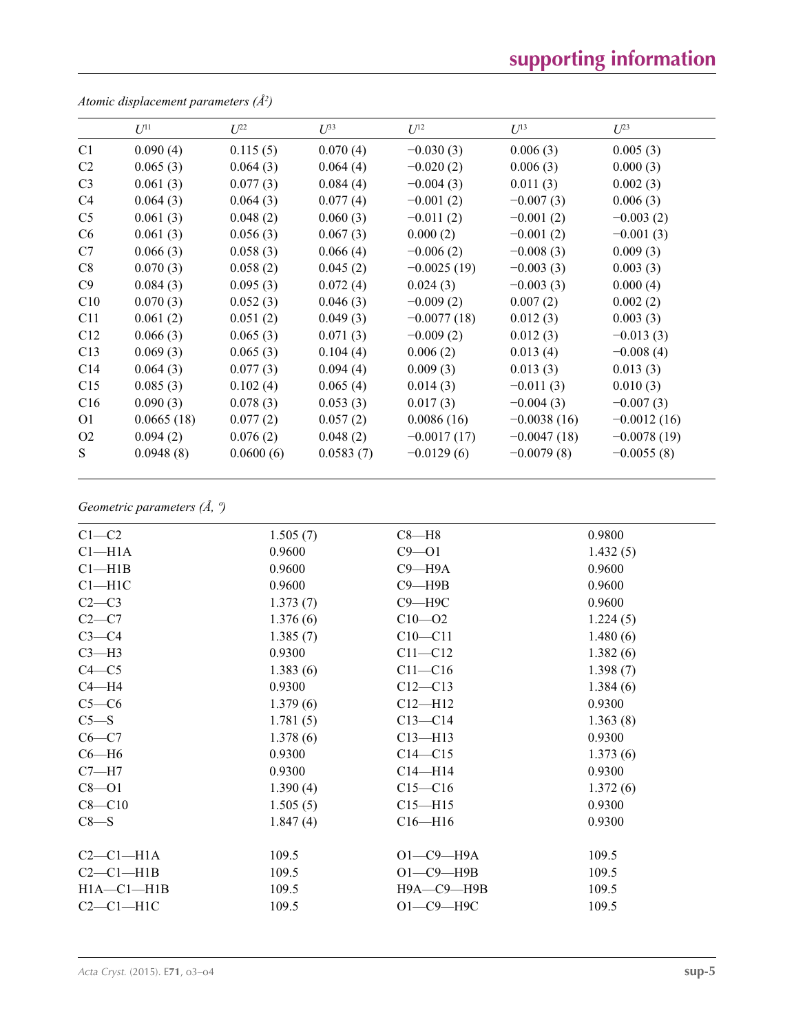*Atomic displacement parameters (Å$^2$)*

| | $U^{11}$ | $U^{22}$ | $U^{33}$ | $U^{12}$ | $U^{13}$ | $U^{23}$ |
|---|---|---|---|---|---|---|
| C1 | 0.090 (4) | 0.115 (5) | 0.070 (4) | −0.030 (3) | 0.006 (3) | 0.005 (3) |
| C2 | 0.065 (3) | 0.064 (3) | 0.064 (4) | −0.020 (2) | 0.006 (3) | 0.000 (3) |
| C3 | 0.061 (3) | 0.077 (3) | 0.084 (4) | −0.004 (3) | 0.011 (3) | 0.002 (3) |
| C4 | 0.064 (3) | 0.064 (3) | 0.077 (4) | −0.001 (2) | −0.007 (3) | 0.006 (3) |
| C5 | 0.061 (3) | 0.048 (2) | 0.060 (3) | −0.011 (2) | −0.001 (2) | −0.003 (2) |
| C6 | 0.061 (3) | 0.056 (3) | 0.067 (3) | 0.000 (2) | −0.001 (2) | −0.001 (3) |
| C7 | 0.066 (3) | 0.058 (3) | 0.066 (4) | −0.006 (2) | −0.008 (3) | 0.009 (3) |
| C8 | 0.070 (3) | 0.058 (2) | 0.045 (2) | −0.0025 (19) | −0.003 (3) | 0.003 (3) |
| C9 | 0.084 (3) | 0.095 (3) | 0.072 (4) | 0.024 (3) | −0.003 (3) | 0.000 (4) |
| C10 | 0.070 (3) | 0.052 (3) | 0.046 (3) | −0.009 (2) | 0.007 (2) | 0.002 (2) |
| C11 | 0.061 (2) | 0.051 (2) | 0.049 (3) | −0.0077 (18) | 0.012 (3) | 0.003 (3) |
| C12 | 0.066 (3) | 0.065 (3) | 0.071 (3) | −0.009 (2) | 0.012 (3) | −0.013 (3) |
| C13 | 0.069 (3) | 0.065 (3) | 0.104 (4) | 0.006 (2) | 0.013 (4) | −0.008 (4) |
| C14 | 0.064 (3) | 0.077 (3) | 0.094 (4) | 0.009 (3) | 0.013 (3) | 0.013 (3) |
| C15 | 0.085 (3) | 0.102 (4) | 0.065 (4) | 0.014 (3) | −0.011 (3) | 0.010 (3) |
| C16 | 0.090 (3) | 0.078 (3) | 0.053 (3) | 0.017 (3) | −0.004 (3) | −0.007 (3) |
| O1 | 0.0665 (18) | 0.077 (2) | 0.057 (2) | 0.0086 (16) | −0.0038 (16) | −0.0012 (16) |
| O2 | 0.094 (2) | 0.076 (2) | 0.048 (2) | −0.0017 (17) | −0.0047 (18) | −0.0078 (19) |
| S | 0.0948 (8) | 0.0600 (6) | 0.0583 (7) | −0.0129 (6) | −0.0079 (8) | −0.0055 (8) |

*Geometric parameters (Å, º)*

| | | | |
|---|---|---|---|
| C1—C2 | 1.505 (7) | C8—H8 | 0.9800 |
| C1—H1A | 0.9600 | C9—O1 | 1.432 (5) |
| C1—H1B | 0.9600 | C9—H9A | 0.9600 |
| C1—H1C | 0.9600 | C9—H9B | 0.9600 |
| C2—C3 | 1.373 (7) | C9—H9C | 0.9600 |
| C2—C7 | 1.376 (6) | C10—O2 | 1.224 (5) |
| C3—C4 | 1.385 (7) | C10—C11 | 1.480 (6) |
| C3—H3 | 0.9300 | C11—C12 | 1.382 (6) |
| C4—C5 | 1.383 (6) | C11—C16 | 1.398 (7) |
| C4—H4 | 0.9300 | C12—C13 | 1.384 (6) |
| C5—C6 | 1.379 (6) | C12—H12 | 0.9300 |
| C5—S | 1.781 (5) | C13—C14 | 1.363 (8) |
| C6—C7 | 1.378 (6) | C13—H13 | 0.9300 |
| C6—H6 | 0.9300 | C14—C15 | 1.373 (6) |
| C7—H7 | 0.9300 | C14—H14 | 0.9300 |
| C8—O1 | 1.390 (4) | C15—C16 | 1.372 (6) |
| C8—C10 | 1.505 (5) | C15—H15 | 0.9300 |
| C8—S | 1.847 (4) | C16—H16 | 0.9300 |
| | | | |
| C2—C1—H1A | 109.5 | O1—C9—H9A | 109.5 |
| C2—C1—H1B | 109.5 | O1—C9—H9B | 109.5 |
| H1A—C1—H1B | 109.5 | H9A—C9—H9B | 109.5 |
| C2—C1—H1C | 109.5 | O1—C9—H9C | 109.5 |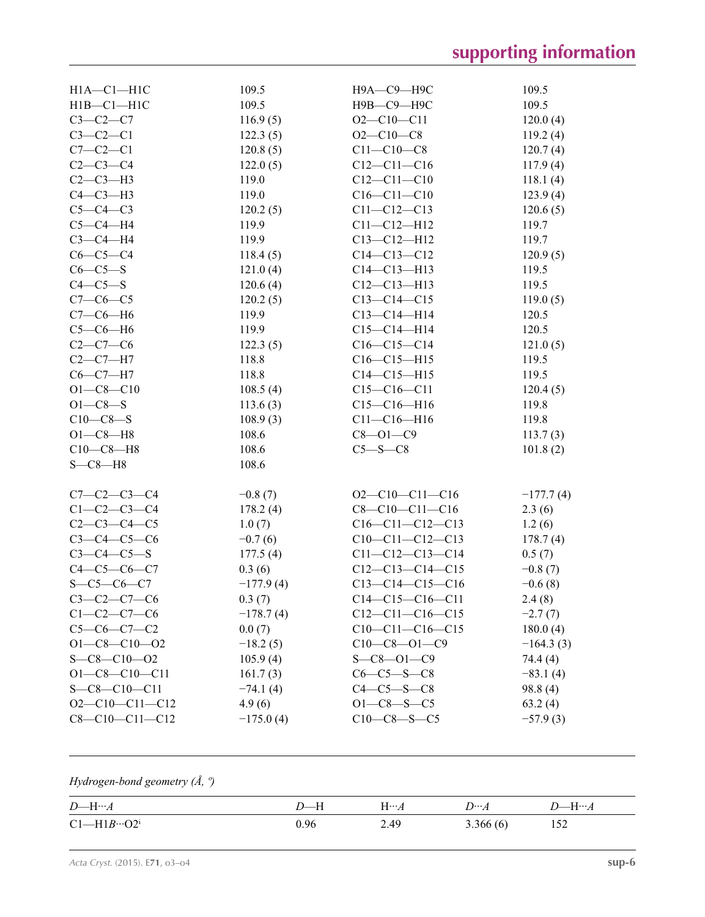| | | | |
|---|---|---|---|
| H1A—C1—H1C | 109.5 | H9A—C9—H9C | 109.5 |
| H1B—C1—H1C | 109.5 | H9B—C9—H9C | 109.5 |
| C3—C2—C7 | 116.9 (5) | O2—C10—C11 | 120.0 (4) |
| C3—C2—C1 | 122.3 (5) | O2—C10—C8 | 119.2 (4) |
| C7—C2—C1 | 120.8 (5) | C11—C10—C8 | 120.7 (4) |
| C2—C3—C4 | 122.0 (5) | C12—C11—C16 | 117.9 (4) |
| C2—C3—H3 | 119.0 | C12—C11—C10 | 118.1 (4) |
| C4—C3—H3 | 119.0 | C16—C11—C10 | 123.9 (4) |
| C5—C4—C3 | 120.2 (5) | C11—C12—C13 | 120.6 (5) |
| C5—C4—H4 | 119.9 | C11—C12—H12 | 119.7 |
| C3—C4—H4 | 119.9 | C13—C12—H12 | 119.7 |
| C6—C5—C4 | 118.4 (5) | C14—C13—C12 | 120.9 (5) |
| C6—C5—S | 121.0 (4) | C14—C13—H13 | 119.5 |
| C4—C5—S | 120.6 (4) | C12—C13—H13 | 119.5 |
| C7—C6—C5 | 120.2 (5) | C13—C14—C15 | 119.0 (5) |
| C7—C6—H6 | 119.9 | C13—C14—H14 | 120.5 |
| C5—C6—H6 | 119.9 | C15—C14—H14 | 120.5 |
| C2—C7—C6 | 122.3 (5) | C16—C15—C14 | 121.0 (5) |
| C2—C7—H7 | 118.8 | C16—C15—H15 | 119.5 |
| C6—C7—H7 | 118.8 | C14—C15—H15 | 119.5 |
| O1—C8—C10 | 108.5 (4) | C15—C16—C11 | 120.4 (5) |
| O1—C8—S | 113.6 (3) | C15—C16—H16 | 119.8 |
| C10—C8—S | 108.9 (3) | C11—C16—H16 | 119.8 |
| O1—C8—H8 | 108.6 | C8—O1—C9 | 113.7 (3) |
| C10—C8—H8 | 108.6 | C5—S—C8 | 101.8 (2) |
| S—C8—H8 | 108.6 | | |
| | | | |
| C7—C2—C3—C4 | −0.8 (7) | O2—C10—C11—C16 | −177.7 (4) |
| C1—C2—C3—C4 | 178.2 (4) | C8—C10—C11—C16 | 2.3 (6) |
| C2—C3—C4—C5 | 1.0 (7) | C16—C11—C12—C13 | 1.2 (6) |
| C3—C4—C5—C6 | −0.7 (6) | C10—C11—C12—C13 | 178.7 (4) |
| C3—C4—C5—S | 177.5 (4) | C11—C12—C13—C14 | 0.5 (7) |
| C4—C5—C6—C7 | 0.3 (6) | C12—C13—C14—C15 | −0.8 (7) |
| S—C5—C6—C7 | −177.9 (4) | C13—C14—C15—C16 | −0.6 (8) |
| C3—C2—C7—C6 | 0.3 (7) | C14—C15—C16—C11 | 2.4 (8) |
| C1—C2—C7—C6 | −178.7 (4) | C12—C11—C16—C15 | −2.7 (7) |
| C5—C6—C7—C2 | 0.0 (7) | C10—C11—C16—C15 | 180.0 (4) |
| O1—C8—C10—O2 | −18.2 (5) | C10—C8—O1—C9 | −164.3 (3) |
| S—C8—C10—O2 | 105.9 (4) | S—C8—O1—C9 | 74.4 (4) |
| O1—C8—C10—C11 | 161.7 (3) | C6—C5—S—C8 | −83.1 (4) |
| S—C8—C10—C11 | −74.1 (4) | C4—C5—S—C8 | 98.8 (4) |
| O2—C10—C11—C12 | 4.9 (6) | O1—C8—S—C5 | 63.2 (4) |
| C8—C10—C11—C12 | −175.0 (4) | C10—C8—S—C5 | −57.9 (3) |

*Hydrogen-bond geometry (Å, º)*

| *D*—H···*A* | *D*—H | H···*A* | *D*···*A* | *D*—H···*A* |
|---|---|---|---|---|
| C1—H1*B*···O2[i] | 0.96 | 2.49 | 3.366 (6) | 152 |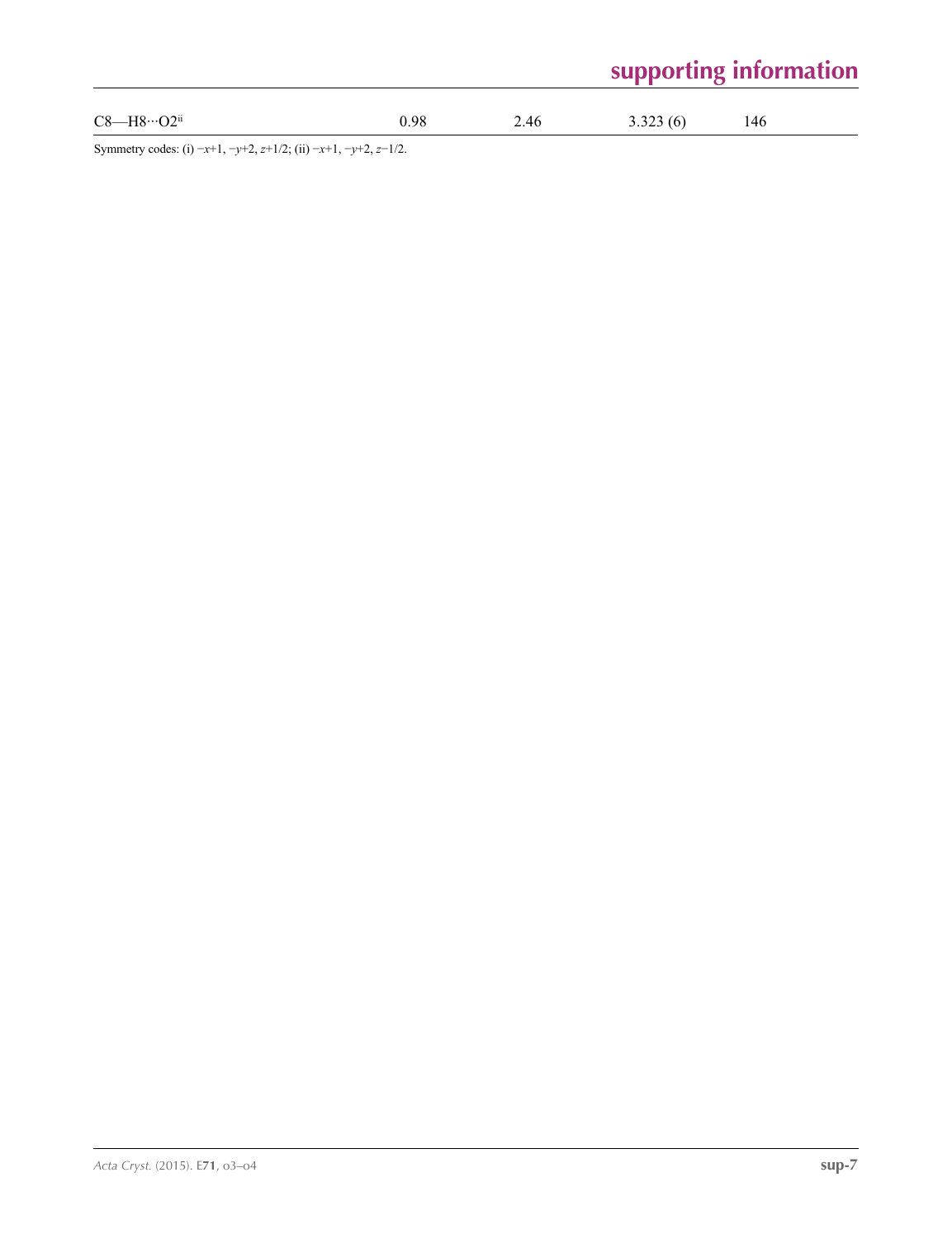| | | | | |
|---|---|---|---|---|
| C8—H8···O2[ii] | 0.98 | 2.46 | 3.323 (6) | 146 |

Symmetry codes: (i) $-x+1, -y+2, z+1/2$; (ii) $-x+1, -y+2, z-1/2$.